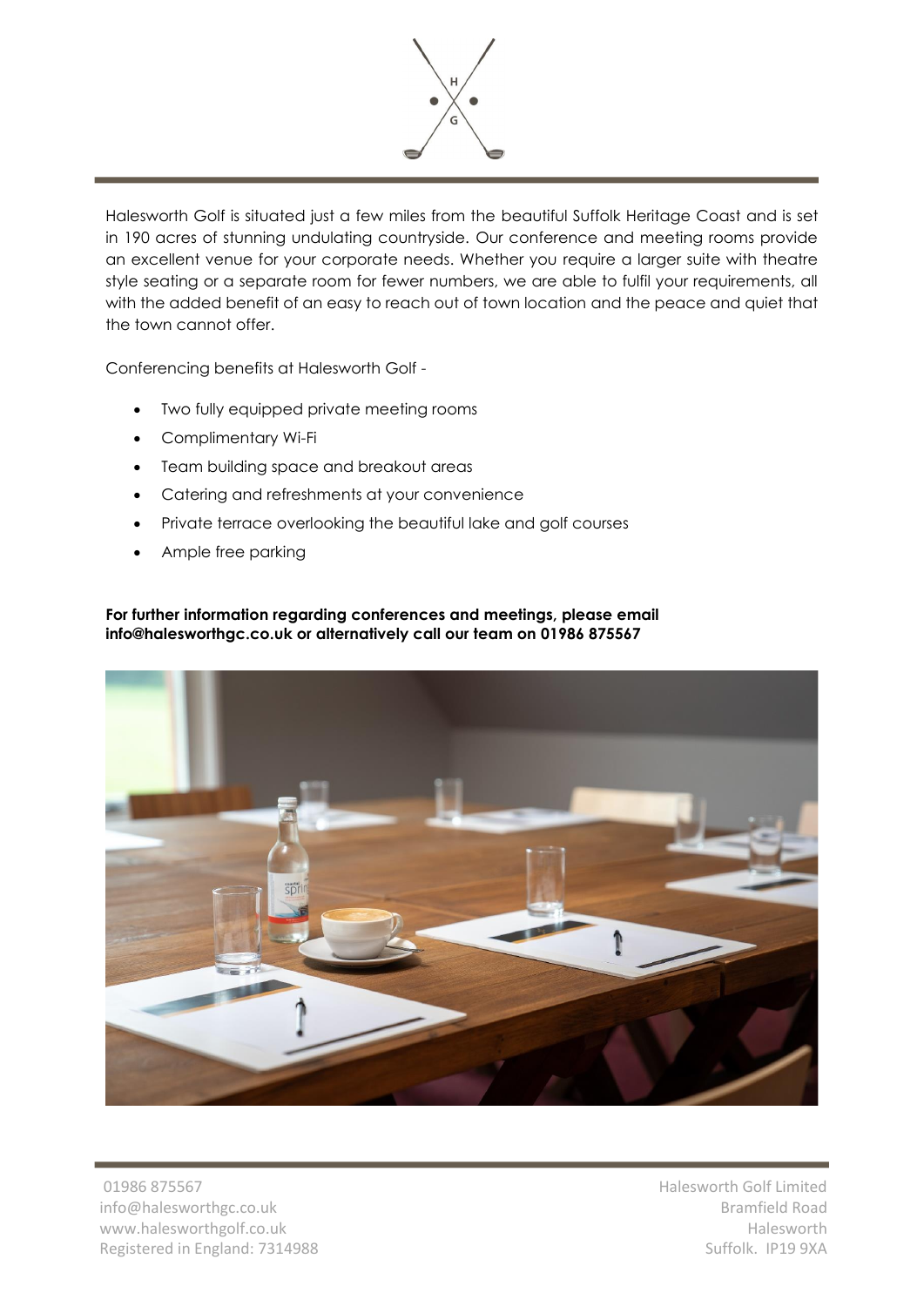Halesworth Golf is situated just a few miles from the beautiful Suffolk Heritage Coast and is set in 190 acres of stunning undulating countryside. Our conference and meeting rooms provide an excellent venue for your corporate needs. Whether you require a larger suite with theatre style seating or a separate room for fewer numbers, we are able to fulfil your requirements, all with the added benefit of an easy to reach out of town location and the peace and quiet that the town cannot offer.

Conferencing benefits at Halesworth Golf -

- Two fully equipped private meeting rooms
- Complimentary Wi-Fi
- Team building space and breakout areas
- Catering and refreshments at your convenience
- Private terrace overlooking the beautiful lake and golf courses
- Ample free parking

**For further information regarding conferences and meetings, please email info@halesworthgc.co.uk or alternatively call our team on 01986 875567**

01986 875567
info@halesworthgc.co.uk
www.halesworthgolf.co.uk
Registered in England: 7314988

Halesworth Golf Limited
Bramfield Road
Halesworth
Suffolk. IP19 9XA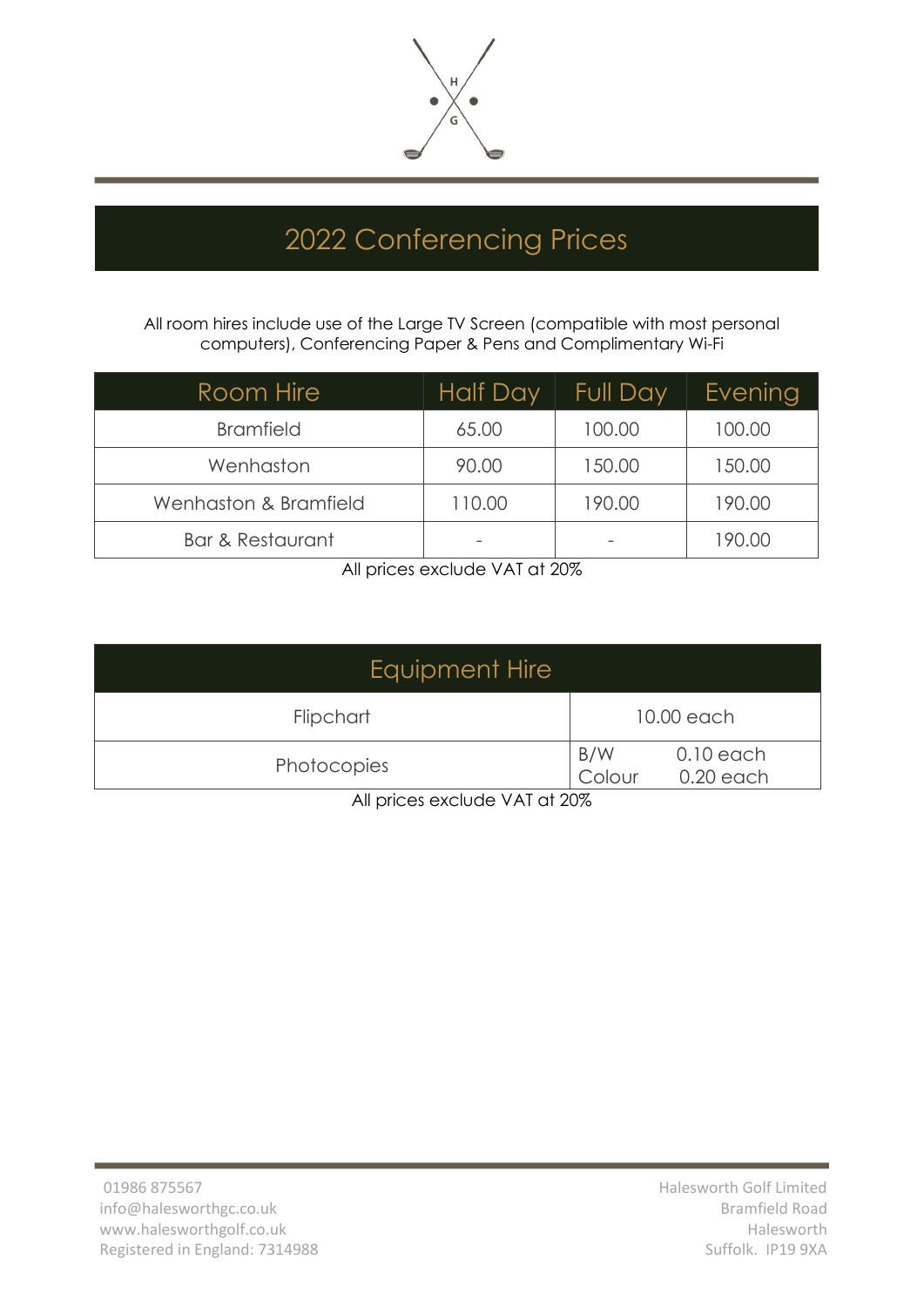# 2022 Conferencing Prices

All room hires include use of the Large TV Screen (compatible with most personal computers), Conferencing Paper & Pens and Complimentary Wi-Fi

| Room Hire | Half Day | Full Day | Evening |
|---|---|---|---|
| Bramfield | 65.00 | 100.00 | 100.00 |
| Wenhaston | 90.00 | 150.00 | 150.00 |
| Wenhaston & Bramfield | 110.00 | 190.00 | 190.00 |
| Bar & Restaurant | - | - | 190.00 |

All prices exclude VAT at 20%

| Equipment Hire | |
|---|---|
| Flipchart | 10.00 each |
| Photocopies | B/W 0.10 each<br>Colour 0.20 each |

All prices exclude VAT at 20%

01986 875567
info@halesworthgc.co.uk
www.halesworthgolf.co.uk
Registered in England: 7314988

Halesworth Golf Limited
Bramfield Road
Halesworth
Suffolk. IP19 9XA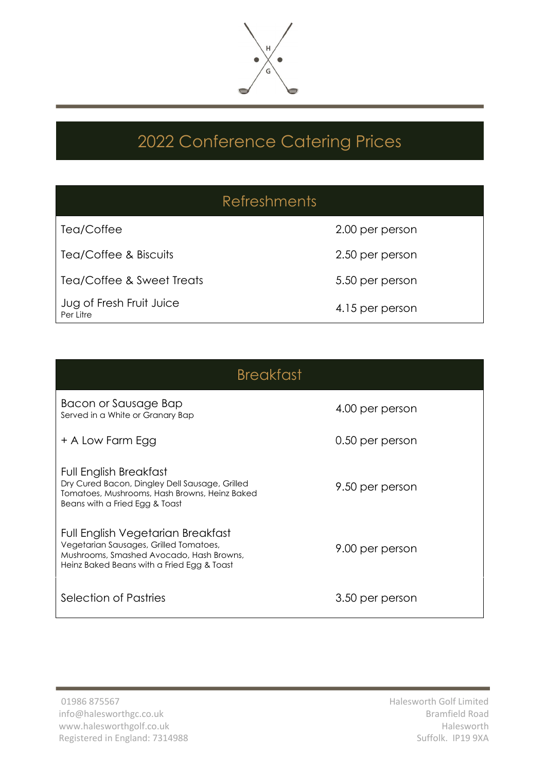# 2022 Conference Catering Prices

## Refreshments

| Item | Price |
|---|---|
| Tea/Coffee | 2.00 per person |
| Tea/Coffee & Biscuits | 2.50 per person |
| Tea/Coffee & Sweet Treats | 5.50 per person |
| Jug of Fresh Fruit Juice<br>Per Litre | 4.15 per person |

## Breakfast

| Item | Price |
|---|---|
| Bacon or Sausage Bap<br>Served in a White or Granary Bap | 4.00 per person |
| + A Low Farm Egg | 0.50 per person |
| Full English Breakfast<br>Dry Cured Bacon, Dingley Dell Sausage, Grilled Tomatoes, Mushrooms, Hash Browns, Heinz Baked Beans with a Fried Egg & Toast | 9.50 per person |
| Full English Vegetarian Breakfast<br>Vegetarian Sausages, Grilled Tomatoes, Mushrooms, Smashed Avocado, Hash Browns, Heinz Baked Beans with a Fried Egg & Toast | 9.00 per person |
| Selection of Pastries | 3.50 per person |

01986 875567
info@halesworthgc.co.uk
www.halesworthgolf.co.uk
Registered in England: 7314988

Halesworth Golf Limited
Bramfield Road
Halesworth
Suffolk. IP19 9XA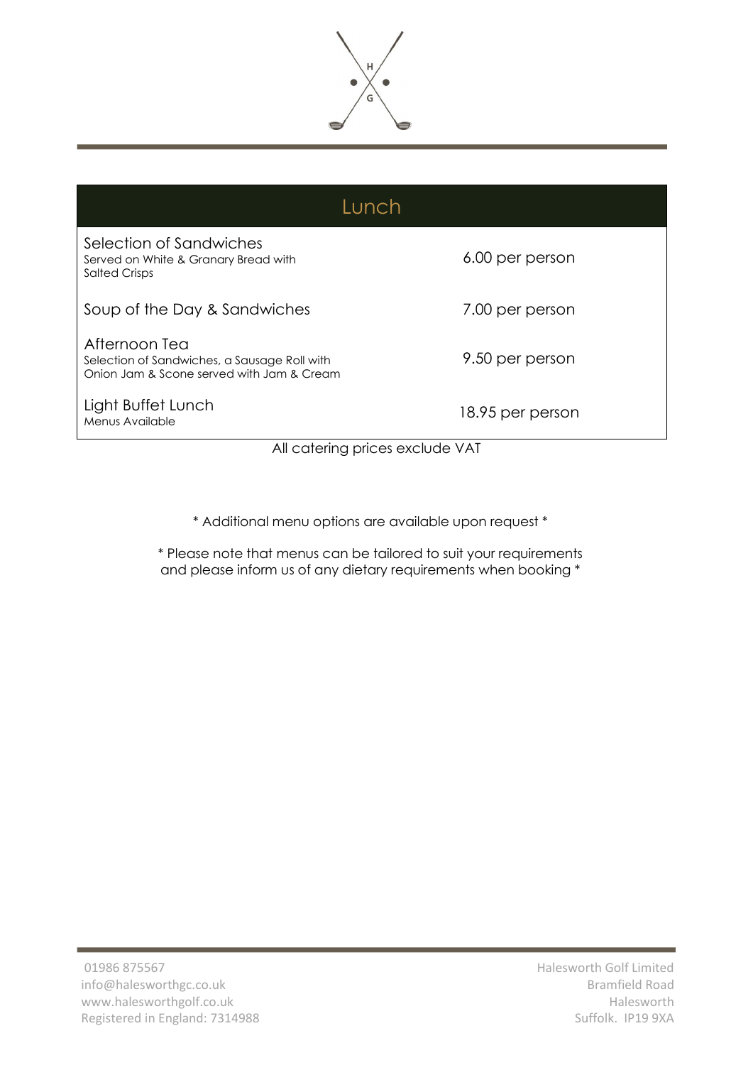## Lunch

| | |
|---|---|
| Selection of Sandwiches<br>Served on White & Granary Bread with Salted Crisps | 6.00 per person |
| Soup of the Day & Sandwiches | 7.00 per person |
| Afternoon Tea<br>Selection of Sandwiches, a Sausage Roll with Onion Jam & Scone served with Jam & Cream | 9.50 per person |
| Light Buffet Lunch<br>Menus Available | 18.95 per person |

All catering prices exclude VAT

* Additional menu options are available upon request *

* Please note that menus can be tailored to suit your requirements and please inform us of any dietary requirements when booking *

01986 875567
info@halesworthgc.co.uk
www.halesworthgolf.co.uk
Registered in England: 7314988

Halesworth Golf Limited
Bramfield Road
Halesworth
Suffolk. IP19 9XA